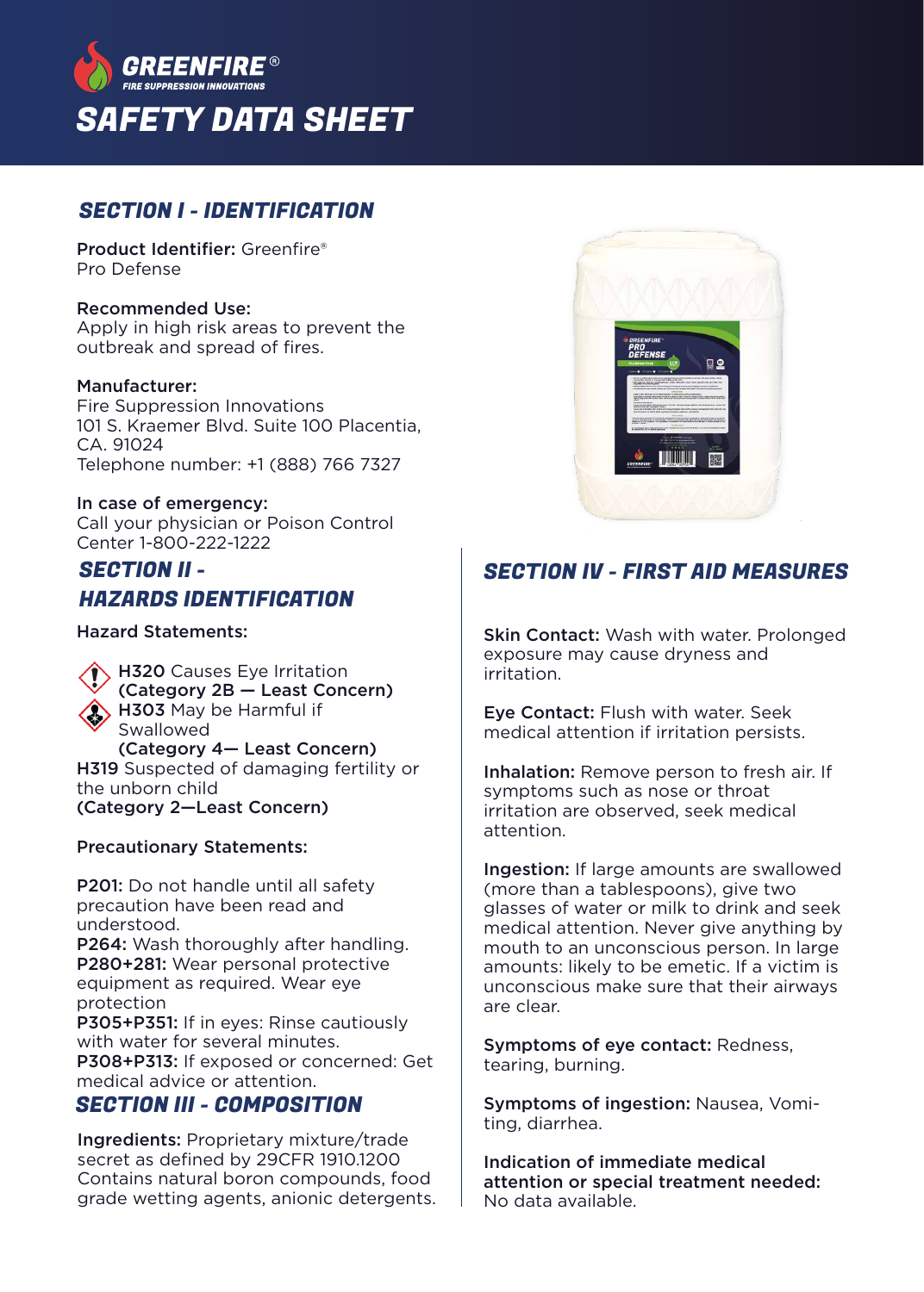GREENFIRE®
FIRE SUPPRESSION INNOVATIONS

# SAFETY DATA SHEET

## SECTION I - IDENTIFICATION

**Product Identifier:** Greenfire® Pro Defense

**Recommended Use:**
Apply in high risk areas to prevent the outbreak and spread of fires.

**Manufacturer:**
Fire Suppression Innovations
101 S. Kraemer Blvd. Suite 100 Placentia, CA. 91024
Telephone number: +1 (888) 766 7327

**In case of emergency:**
Call your physician or Poison Control Center 1-800-222-1222

## SECTION II - HAZARDS IDENTIFICATION

**Hazard Statements:**

**H320** Causes Eye Irritation
**(Category 2B — Least Concern)**
**H303** May be Harmful if Swallowed
**(Category 4— Least Concern)**
**H319** Suspected of damaging fertility or the unborn child
**(Category 2—Least Concern)**

**Precautionary Statements:**

**P201:** Do not handle until all safety precaution have been read and understood.
**P264:** Wash thoroughly after handling.
**P280+281:** Wear personal protective equipment as required. Wear eye protection
**P305+P351:** If in eyes: Rinse cautiously with water for several minutes.
**P308+P313:** If exposed or concerned: Get medical advice or attention.

## SECTION III - COMPOSITION

**Ingredients:** Proprietary mixture/trade secret as defined by 29CFR 1910.1200 Contains natural boron compounds, food grade wetting agents, anionic detergents.

## SECTION IV - FIRST AID MEASURES

**Skin Contact:** Wash with water. Prolonged exposure may cause dryness and irritation.

**Eye Contact:** Flush with water. Seek medical attention if irritation persists.

**Inhalation:** Remove person to fresh air. If symptoms such as nose or throat irritation are observed, seek medical attention.

**Ingestion:** If large amounts are swallowed (more than a tablespoons), give two glasses of water or milk to drink and seek medical attention. Never give anything by mouth to an unconscious person. In large amounts: likely to be emetic. If a victim is unconscious make sure that their airways are clear.

**Symptoms of eye contact:** Redness, tearing, burning.

**Symptoms of ingestion:** Nausea, Vomiting, diarrhea.

**Indication of immediate medical attention or special treatment needed:** No data available.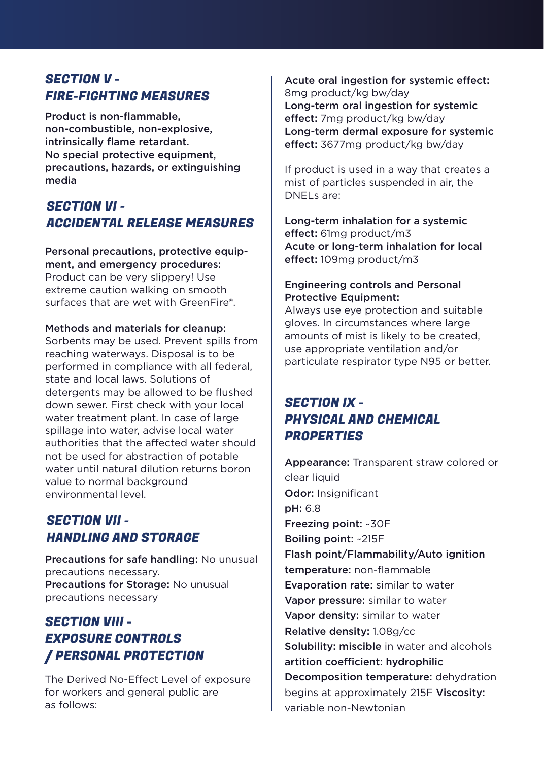## SECTION V - FIRE-FIGHTING MEASURES

**Product is non-flammable, non-combustible, non-explosive, intrinsically flame retardant. No special protective equipment, precautions, hazards, or extinguishing media**

## SECTION VI - ACCIDENTAL RELEASE MEASURES

**Personal precautions, protective equipment, and emergency procedures:** Product can be very slippery! Use extreme caution walking on smooth surfaces that are wet with GreenFire®.

**Methods and materials for cleanup:** Sorbents may be used. Prevent spills from reaching waterways. Disposal is to be performed in compliance with all federal, state and local laws. Solutions of detergents may be allowed to be flushed down sewer. First check with your local water treatment plant. In case of large spillage into water, advise local water authorities that the affected water should not be used for abstraction of potable water until natural dilution returns boron value to normal background environmental level.

## SECTION VII - HANDLING AND STORAGE

**Precautions for safe handling:** No unusual precautions necessary.
**Precautions for Storage:** No unusual precautions necessary

## SECTION VIII - EXPOSURE CONTROLS / PERSONAL PROTECTION

The Derived No-Effect Level of exposure for workers and general public are as follows:

**Acute oral ingestion for systemic effect:** 8mg product/kg bw/day
**Long-term oral ingestion for systemic effect:** 7mg product/kg bw/day
**Long-term dermal exposure for systemic effect:** 3677mg product/kg bw/day

If product is used in a way that creates a mist of particles suspended in air, the DNELs are:

**Long-term inhalation for a systemic effect:** 61mg product/m3
**Acute or long-term inhalation for local effect:** 109mg product/m3

**Engineering controls and Personal Protective Equipment:**
Always use eye protection and suitable gloves. In circumstances where large amounts of mist is likely to be created, use appropriate ventilation and/or particulate respirator type N95 or better.

## SECTION IX - PHYSICAL AND CHEMICAL PROPERTIES

**Appearance:** Transparent straw colored or clear liquid
**Odor:** Insignificant
**pH:** 6.8
**Freezing point:** ~30F
**Boiling point:** ~215F
**Flash point/Flammability/Auto ignition temperature:** non-flammable
**Evaporation rate:** similar to water
**Vapor pressure:** similar to water
**Vapor density:** similar to water
**Relative density:** 1.08g/cc
**Solubility: miscible** in water and alcohols
**artition coefficient: hydrophilic**
**Decomposition temperature:** dehydration begins at approximately 215F **Viscosity:** variable non-Newtonian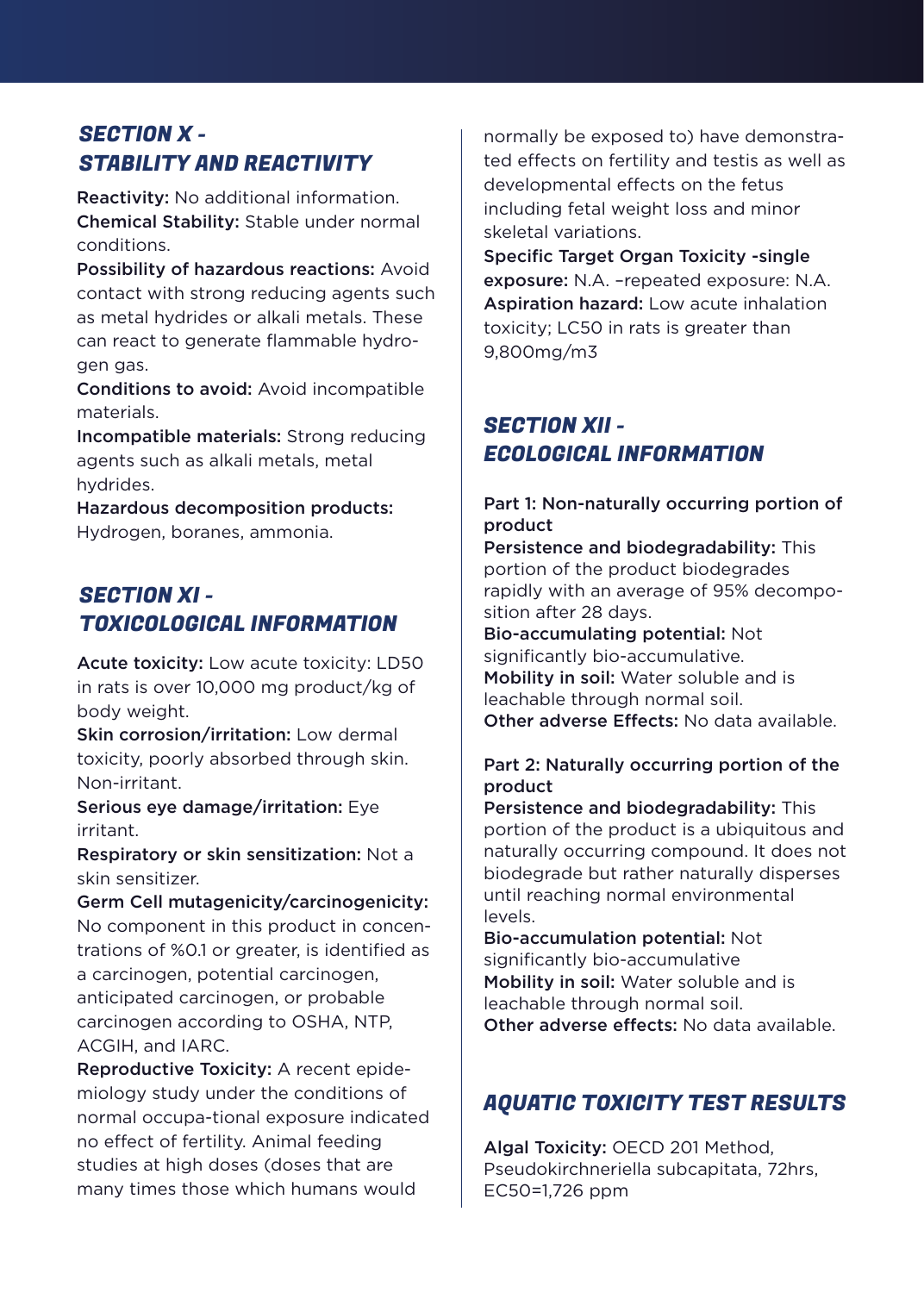## *SECTION X - STABILITY AND REACTIVITY*

**Reactivity:** No additional information.
**Chemical Stability:** Stable under normal conditions.
**Possibility of hazardous reactions:** Avoid contact with strong reducing agents such as metal hydrides or alkali metals. These can react to generate flammable hydrogen gas.
**Conditions to avoid:** Avoid incompatible materials.
**Incompatible materials:** Strong reducing agents such as alkali metals, metal hydrides.
**Hazardous decomposition products:** Hydrogen, boranes, ammonia.

## *SECTION XI - TOXICOLOGICAL INFORMATION*

**Acute toxicity:** Low acute toxicity: LD50 in rats is over 10,000 mg product/kg of body weight.
**Skin corrosion/irritation:** Low dermal toxicity, poorly absorbed through skin. Non-irritant.
**Serious eye damage/irritation:** Eye irritant.
**Respiratory or skin sensitization:** Not a skin sensitizer.
**Germ Cell mutagenicity/carcinogenicity:** No component in this product in concentrations of %0.1 or greater, is identified as a carcinogen, potential carcinogen, anticipated carcinogen, or probable carcinogen according to OSHA, NTP, ACGIH, and IARC.
**Reproductive Toxicity:** A recent epidemiology study under the conditions of normal occupa-tional exposure indicated no effect of fertility. Animal feeding studies at high doses (doses that are many times those which humans would normally be exposed to) have demonstrated effects on fertility and testis as well as developmental effects on the fetus including fetal weight loss and minor skeletal variations.
**Specific Target Organ Toxicity -single exposure:** N.A. –repeated exposure: N.A.
**Aspiration hazard:** Low acute inhalation toxicity; LC50 in rats is greater than 9,800mg/m3

## *SECTION XII - ECOLOGICAL INFORMATION*

**Part 1: Non-naturally occurring portion of product**
**Persistence and biodegradability:** This portion of the product biodegrades rapidly with an average of 95% decomposition after 28 days.
**Bio-accumulating potential:** Not significantly bio-accumulative.
**Mobility in soil:** Water soluble and is leachable through normal soil.
**Other adverse Effects:** No data available.

**Part 2: Naturally occurring portion of the product**
**Persistence and biodegradability:** This portion of the product is a ubiquitous and naturally occurring compound. It does not biodegrade but rather naturally disperses until reaching normal environmental levels.
**Bio-accumulation potential:** Not significantly bio-accumulative
**Mobility in soil:** Water soluble and is leachable through normal soil.
**Other adverse effects:** No data available.

## *AQUATIC TOXICITY TEST RESULTS*

**Algal Toxicity:** OECD 201 Method, Pseudokirchneriella subcapitata, 72hrs, EC50=1,726 ppm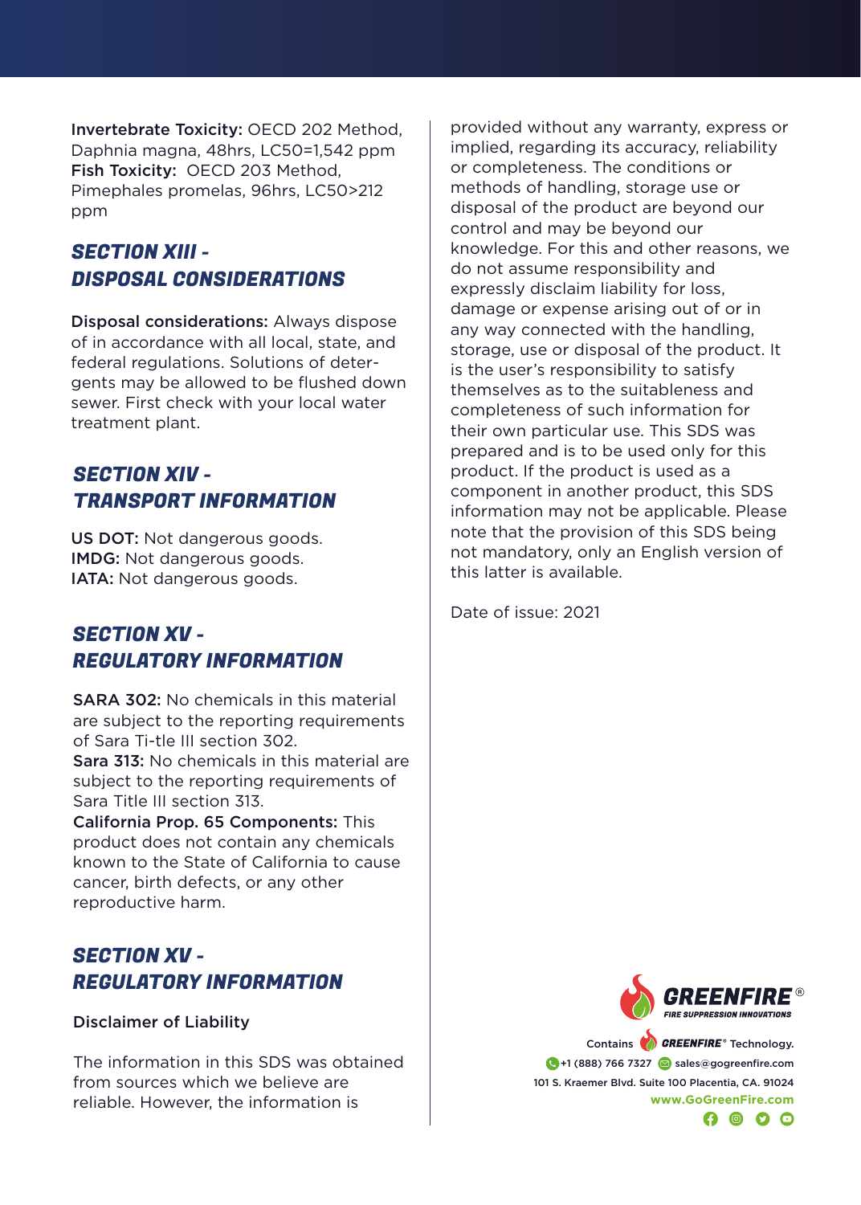**Invertebrate Toxicity:** OECD 202 Method, Daphnia magna, 48hrs, LC50=1,542 ppm
**Fish Toxicity:** OECD 203 Method, Pimephales promelas, 96hrs, LC50>212 ppm

## SECTION XIII - DISPOSAL CONSIDERATIONS

**Disposal considerations:** Always dispose of in accordance with all local, state, and federal regulations. Solutions of detergents may be allowed to be flushed down sewer. First check with your local water treatment plant.

## SECTION XIV - TRANSPORT INFORMATION

**US DOT:** Not dangerous goods.
**IMDG:** Not dangerous goods.
**IATA:** Not dangerous goods.

## SECTION XV - REGULATORY INFORMATION

**SARA 302:** No chemicals in this material are subject to the reporting requirements of Sara Ti-tle III section 302.
**Sara 313:** No chemicals in this material are subject to the reporting requirements of Sara Title III section 313.
**California Prop. 65 Components:** This product does not contain any chemicals known to the State of California to cause cancer, birth defects, or any other reproductive harm.

## SECTION XV - REGULATORY INFORMATION

Disclaimer of Liability

The information in this SDS was obtained from sources which we believe are reliable. However, the information is provided without any warranty, express or implied, regarding its accuracy, reliability or completeness. The conditions or methods of handling, storage use or disposal of the product are beyond our control and may be beyond our knowledge. For this and other reasons, we do not assume responsibility and expressly disclaim liability for loss, damage or expense arising out of or in any way connected with the handling, storage, use or disposal of the product. It is the user's responsibility to satisfy themselves as to the suitableness and completeness of such information for their own particular use. This SDS was prepared and is to be used only for this product. If the product is used as a component in another product, this SDS information may not be applicable. Please note that the provision of this SDS being not mandatory, only an English version of this latter is available.

Date of issue: 2021

GREENFIRE®
FIRE SUPPRESSION INNOVATIONS

Contains GREENFIRE® Technology.
+1 (888) 766 7327 sales@gogreenfire.com
101 S. Kraemer Blvd. Suite 100 Placentia, CA. 91024
www.GoGreenFire.com